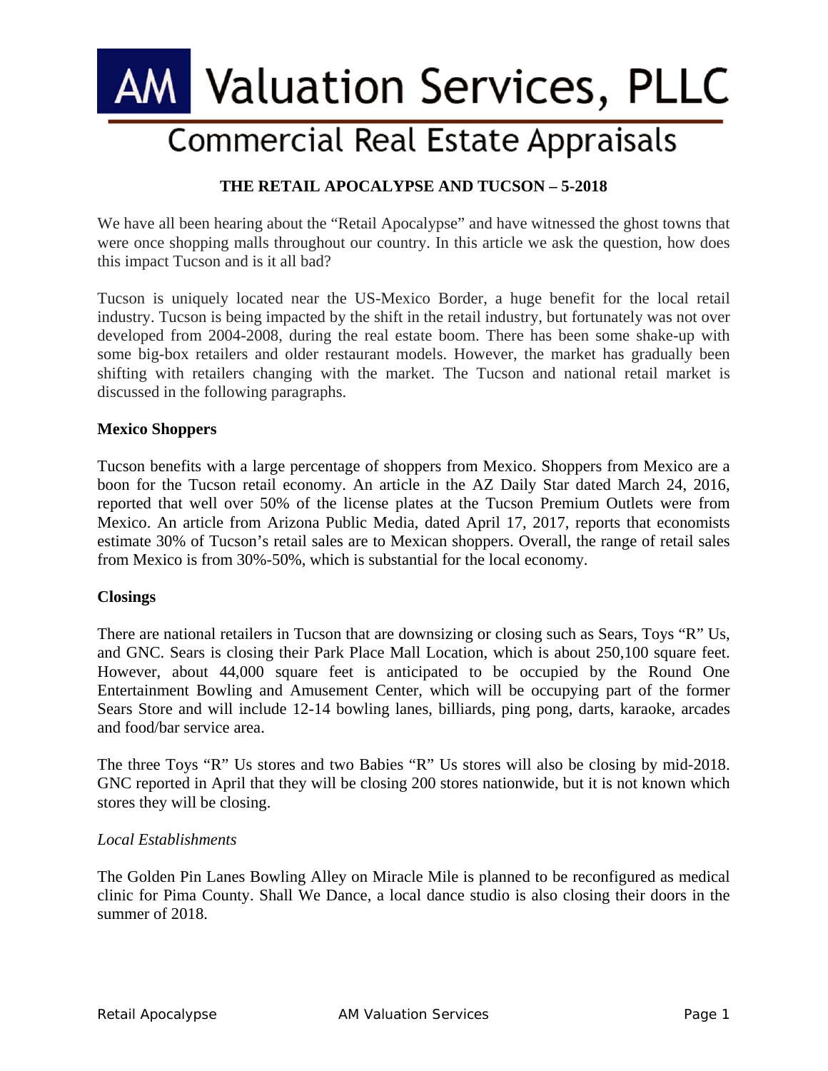# AM Valuation Services, PLLC

## Commercial Real Estate Appraisals

### THE RETAIL APOCALYPSE AND TUCSON – 5-2018

We have all been hearing about the "Retail Apocalypse" and have witnessed the ghost towns that were once shopping malls throughout our country. In this article we ask the question, how does this impact Tucson and is it all bad?

Tucson is uniquely located near the US-Mexico Border, a huge benefit for the local retail industry. Tucson is being impacted by the shift in the retail industry, but fortunately was not over developed from 2004-2008, during the real estate boom. There has been some shake-up with some big-box retailers and older restaurant models. However, the market has gradually been shifting with retailers changing with the market. The Tucson and national retail market is discussed in the following paragraphs.

**Mexico Shoppers**

Tucson benefits with a large percentage of shoppers from Mexico. Shoppers from Mexico are a boon for the Tucson retail economy. An article in the AZ Daily Star dated March 24, 2016, reported that well over 50% of the license plates at the Tucson Premium Outlets were from Mexico. An article from Arizona Public Media, dated April 17, 2017, reports that economists estimate 30% of Tucson's retail sales are to Mexican shoppers. Overall, the range of retail sales from Mexico is from 30%-50%, which is substantial for the local economy.

**Closings**

There are national retailers in Tucson that are downsizing or closing such as Sears, Toys "R" Us, and GNC. Sears is closing their Park Place Mall Location, which is about 250,100 square feet. However, about 44,000 square feet is anticipated to be occupied by the Round One Entertainment Bowling and Amusement Center, which will be occupying part of the former Sears Store and will include 12-14 bowling lanes, billiards, ping pong, darts, karaoke, arcades and food/bar service area.

The three Toys "R" Us stores and two Babies "R" Us stores will also be closing by mid-2018. GNC reported in April that they will be closing 200 stores nationwide, but it is not known which stores they will be closing.

*Local Establishments*

The Golden Pin Lanes Bowling Alley on Miracle Mile is planned to be reconfigured as medical clinic for Pima County. Shall We Dance, a local dance studio is also closing their doors in the summer of 2018.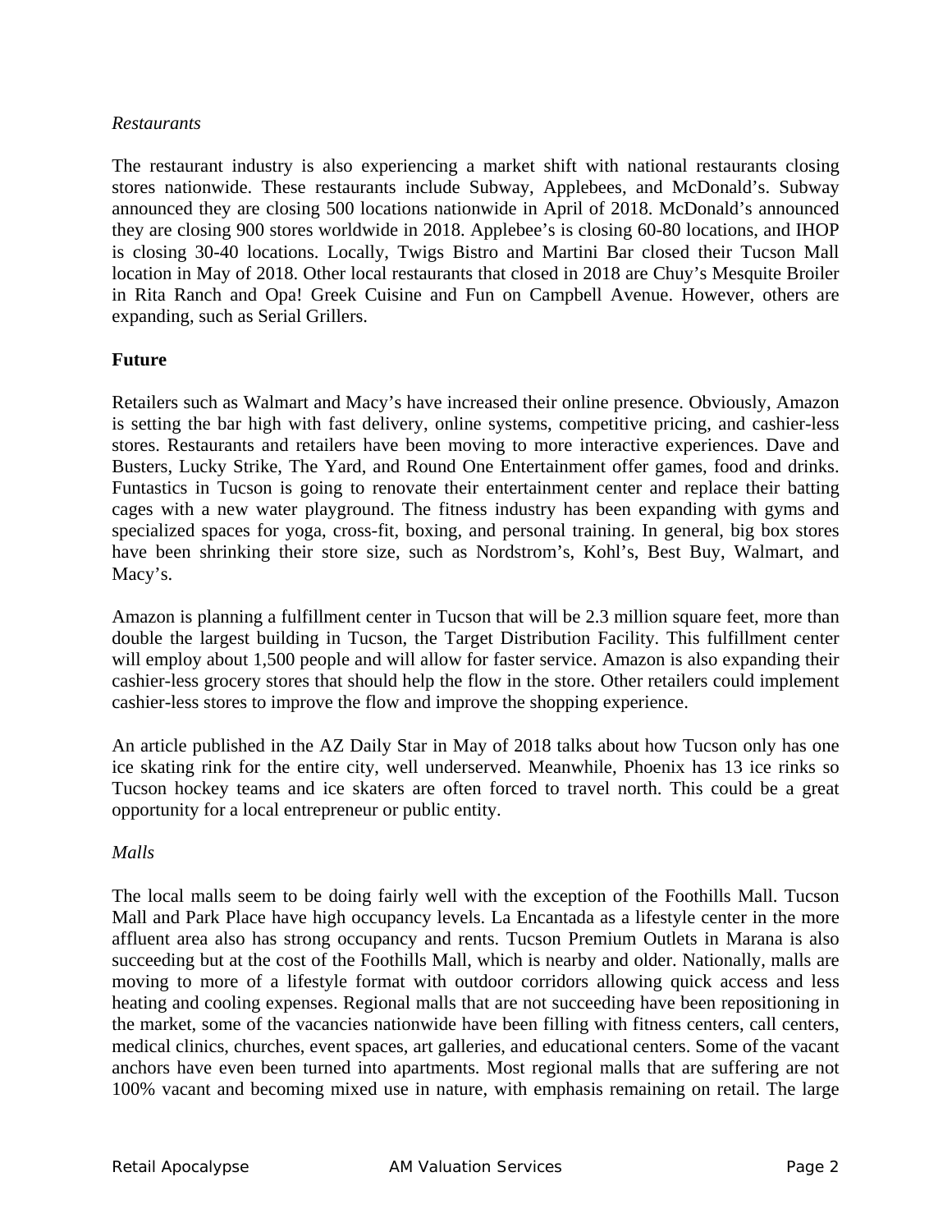*Restaurants*

The restaurant industry is also experiencing a market shift with national restaurants closing stores nationwide. These restaurants include Subway, Applebees, and McDonald's. Subway announced they are closing 500 locations nationwide in April of 2018. McDonald's announced they are closing 900 stores worldwide in 2018. Applebee's is closing 60-80 locations, and IHOP is closing 30-40 locations. Locally, Twigs Bistro and Martini Bar closed their Tucson Mall location in May of 2018. Other local restaurants that closed in 2018 are Chuy's Mesquite Broiler in Rita Ranch and Opa! Greek Cuisine and Fun on Campbell Avenue. However, others are expanding, such as Serial Grillers.

**Future**

Retailers such as Walmart and Macy's have increased their online presence. Obviously, Amazon is setting the bar high with fast delivery, online systems, competitive pricing, and cashier-less stores. Restaurants and retailers have been moving to more interactive experiences. Dave and Busters, Lucky Strike, The Yard, and Round One Entertainment offer games, food and drinks. Funtastics in Tucson is going to renovate their entertainment center and replace their batting cages with a new water playground. The fitness industry has been expanding with gyms and specialized spaces for yoga, cross-fit, boxing, and personal training. In general, big box stores have been shrinking their store size, such as Nordstrom's, Kohl's, Best Buy, Walmart, and Macy's.

Amazon is planning a fulfillment center in Tucson that will be 2.3 million square feet, more than double the largest building in Tucson, the Target Distribution Facility. This fulfillment center will employ about 1,500 people and will allow for faster service. Amazon is also expanding their cashier-less grocery stores that should help the flow in the store. Other retailers could implement cashier-less stores to improve the flow and improve the shopping experience.

An article published in the AZ Daily Star in May of 2018 talks about how Tucson only has one ice skating rink for the entire city, well underserved. Meanwhile, Phoenix has 13 ice rinks so Tucson hockey teams and ice skaters are often forced to travel north. This could be a great opportunity for a local entrepreneur or public entity.

*Malls*

The local malls seem to be doing fairly well with the exception of the Foothills Mall. Tucson Mall and Park Place have high occupancy levels. La Encantada as a lifestyle center in the more affluent area also has strong occupancy and rents. Tucson Premium Outlets in Marana is also succeeding but at the cost of the Foothills Mall, which is nearby and older. Nationally, malls are moving to more of a lifestyle format with outdoor corridors allowing quick access and less heating and cooling expenses. Regional malls that are not succeeding have been repositioning in the market, some of the vacancies nationwide have been filling with fitness centers, call centers, medical clinics, churches, event spaces, art galleries, and educational centers. Some of the vacant anchors have even been turned into apartments. Most regional malls that are suffering are not 100% vacant and becoming mixed use in nature, with emphasis remaining on retail. The large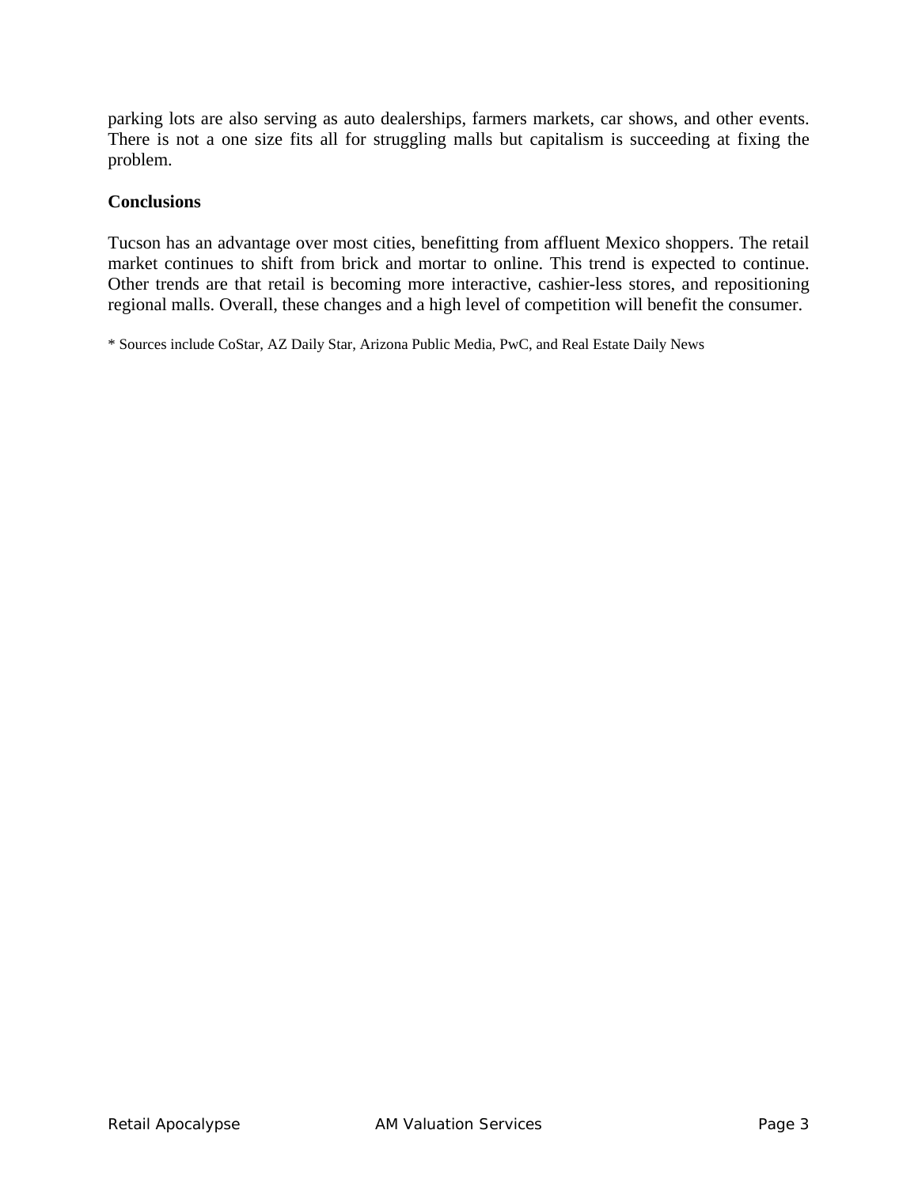parking lots are also serving as auto dealerships, farmers markets, car shows, and other events. There is not a one size fits all for struggling malls but capitalism is succeeding at fixing the problem.

**Conclusions**

Tucson has an advantage over most cities, benefitting from affluent Mexico shoppers. The retail market continues to shift from brick and mortar to online. This trend is expected to continue. Other trends are that retail is becoming more interactive, cashier-less stores, and repositioning regional malls. Overall, these changes and a high level of competition will benefit the consumer.

* Sources include CoStar, AZ Daily Star, Arizona Public Media, PwC, and Real Estate Daily News